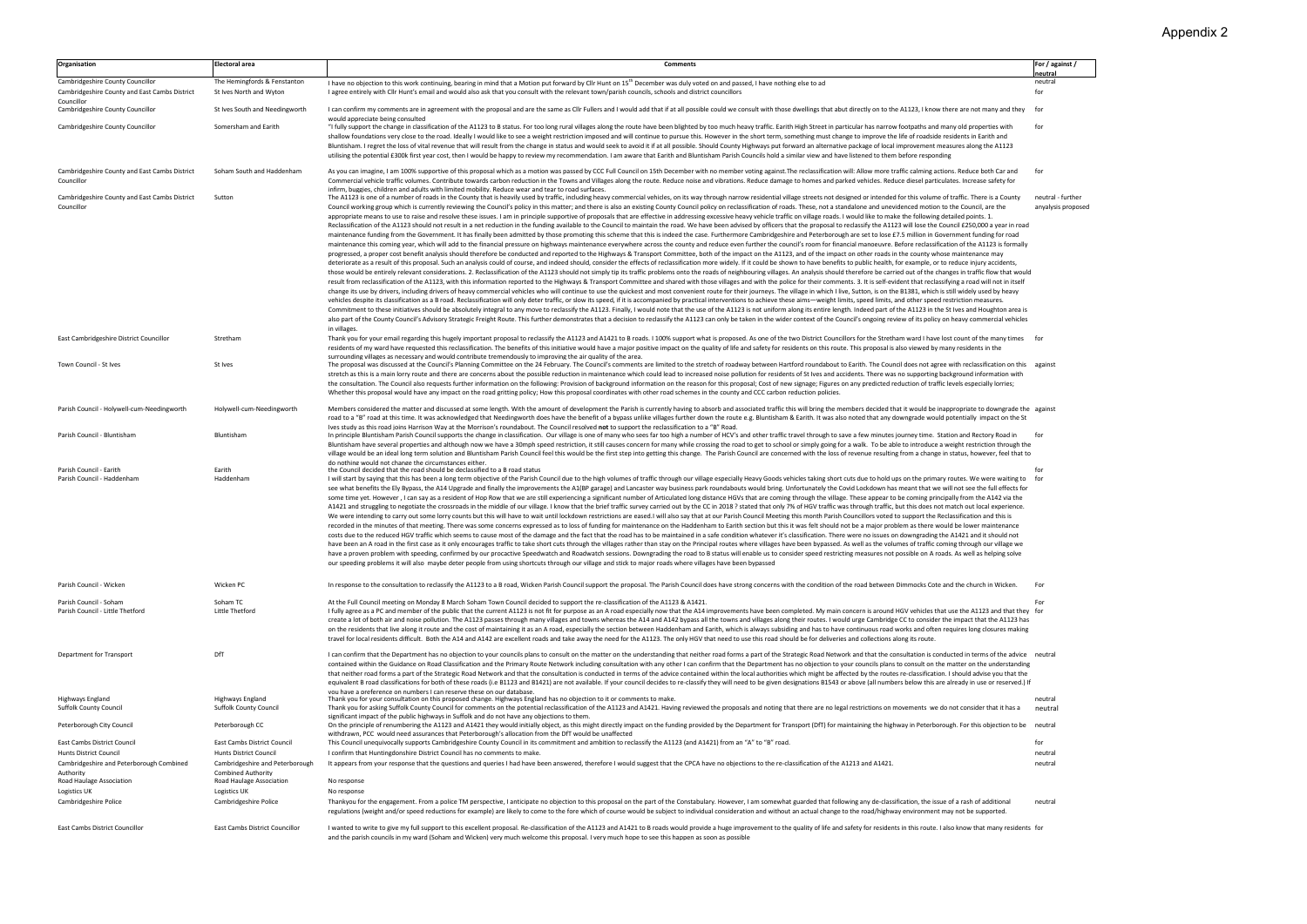# Appendix 2

| Organisation | Electoral area | Comments | For / against / neutral |
|---|---|---|---|
| Cambridgeshire County Councillor | The Hemingfords & Fenstanton | I have no objection to this work continuing, bearing in mind that a Motion put forward by Cllr Hunt on 15th December was duly voted on and passed, I have nothing else to ad | neutral |
| Cambridgeshire County and East Cambs District Councillor | St Ives North and Wyton | I agree entirely with Cllr Hunt's email and would also ask that you consult with the relevant town/parish councils, schools and district councillors | for |
| Cambridgeshire County Councillor | St Ives South and Needingworth | I can confirm my comments are in agreement with the proposal and are the same as Cllr Fullers and I would add that if at all possible could we consult with those dwellings that abut directly on to the A1123, I know there are not many and they would appreciate being consulted | for |
| Cambridgeshire County Councillor | Somersham and Earith | "I fully support the change in classification of the A1123 to B status. For too long rural villages along the route have been blighted by too much heavy traffic. Earith High Street in particular has narrow footpaths and many old properties with shallow foundations very close to the road. Ideally I would like to see a weight restriction imposed and will continue to pursue this. However in the short term, something must change to improve the life of roadside residents in Earith and Bluntisham. I regret the loss of vital revenue that will result from the change in status and would seek to avoid it if at all possible. Should County Highways put forward an alternative package of local improvement measures along the A1123 utilising the potential £300k first year cost, then I would be happy to review my recommendation. I am aware that Earith and Bluntisham Parish Councils hold a similar view and have listened to them before responding | for |
| Cambridgeshire County and East Cambs District Councillor | Soham South and Haddenham | As you can imagine, I am 100% supportive of this proposal which as a motion was passed by CCC Full Council on 15th December with no member voting against.The reclassification will: Allow more traffic calming actions. Reduce both Car and Commercial vehicle traffic volumes. Contribute towards carbon reduction in the Towns and Villages along the route. Reduce noise and vibrations. Reduce damage to homes and parked vehicles. Reduce diesel particulates. Increase safety for infirm, buggies, children and adults with limited mobility. Reduce wear and tear to road surfaces. | for |
| Cambridgeshire County and East Cambs District Councillor | Sutton | The A1123 is one of a number of roads in the County that is heavily used by traffic, including heavy commercial vehicles, on its way through narrow residential village streets not designed or intended for this volume of traffic. There is a County Council working group which is currently reviewing the Council's policy in this matter; and there is also an existing County Council policy on reclassification of roads. These, not a standalone and unevidenced motion to the Council, are the appropriate means to use to raise and resolve these issues. I am in principle supportive of proposals that are effective in addressing excessive heavy vehicle traffic on village roads. I would like to make the following detailed points. 1. Reclassification of the A1123 should not result in a net reduction in the funding available to the Council to maintain the road. We have been advised by officers that the proposal to reclassify the A1123 will lose the Council £250,000 a year in road maintenance funding from the Government. It has finally been admitted by those promoting this scheme that this is indeed the case. Furthermore Cambridgeshire and Peterborough are set to lose £7.5 million in Government funding for road maintenance this coming year, which will add to the financial pressure on highways maintenance everywhere across the county and reduce even further the council's room for financial manoeuvre. Before reclassification of the A1123 is formally progressed, a proper cost benefit analysis should therefore be conducted and reported to the Highways & Transport Committee, both of the impact on the A1123, and of the impact on other roads in the county whose maintenance may deteriorate as a result of this proposal. Such an analysis could of course, and indeed should, consider the effects of reclassification more widely. If it could be shown to have benefits to public health, for example, or to reduce injury accidents, those would be entirely relevant considerations. 2. Reclassification of the A1123 should not simply tip its traffic problems onto the roads of neighbouring villages. An analysis should therefore be carried out of the changes in traffic flow that would result from reclassification of the A1123, with this information reported to the Highways & Transport Committee and shared with those villages and with the police for their comments. 3. It is self-evident that reclassifying a road will not in itself change its use by drivers, including drivers of heavy commercial vehicles who will continue to use the quickest and most convenient route for their journeys. The village in which I live, Sutton, is on the B1381, which is still widely used by heavy vehicles despite its classification as a B road. Reclassification will only deter traffic, or slow its speed, if it is accompanied by practical interventions to achieve these aims—weight limits, speed limits, and other speed restriction measures. Commitment to these initiatives should be absolutely integral to any move to reclassify the A1123. Finally, I would note that the use of the A1123 is not uniform along its entire length. Indeed part of the A1123 in the St Ives and Houghton area is also part of the County Council's Advisory Strategic Freight Route. This further demonstrates that a decision to reclassify the A1123 can only be taken in the wider context of the Council's ongoing review of its policy on heavy commercial vehicles in villages. | neutral - further anyalysis proposed |
| East Cambridgeshire District Councillor | Stretham | Thank you for your email regarding this hugely important proposal to reclassify the A1123 and A1421 to B roads. I 100% support what is proposed. As one of the two District Councillors for the Stretham ward I have lost count of the many times residents of my ward have requested this reclassification. The benefits of this initiative would have a major positive impact on the quality of life and safety for residents on this route. This proposal is also viewed by many residents in the surrounding villages as necessary and would contribute tremendously to improving the air quality of the area. | for |
| Town Council - St Ives | St Ives | The proposal was discussed at the Council's Planning Committee on the 24 February. The Council's comments are limited to the stretch of roadway between Hartford roundabout to Earith. The Council does not agree with reclassification on this stretch as this is a main lorry route and there are concerns about the possible reduction in maintenance which could lead to increased noise pollution for residents of St Ives and accidents. There was no supporting background information with the consultation. The Council also requests further information on the following: Provision of background information on the reason for this proposal; Cost of new signage; Figures on any predicted reduction of traffic levels especially lorries; Whether this proposal would have any impact on the road gritting policy; How this proposal coordinates with other road schemes in the county and CCC carbon reduction policies. | against |
| Parish Council - Holywell-cum-Needingworth | Holywell-cum-Needingworth | Members considered the matter and discussed at some length. With the amount of development the Parish is currently having to absorb and associated traffic this will bring the members decided that it would be inappropriate to downgrade the road to a "B" road at this time. It was acknowledged that Needingworth does have the benefit of a bypass unlike villages further down the route e.g. Bluntisham & Earith. It was also noted that any downgrade would potentially impact on the St Ives study as this road joins Harrison Way at the Morrison's roundabout. The Council resolved **not** to support the reclassification to a "B" Road. | against |
| Parish Council - Bluntisham | Bluntisham | In principle Bluntisham Parish Council supports the change in classification. Our village is one of many who sees far too high a number of HCV's and other traffic travel through to save a few minutes journey time. Station and Rectory Road in Bluntisham have several properties and although now we have a 30mph speed restriction, it still causes concern for many while crossing the road to get to school or simply going for a walk. To be able to introduce a weight restriction through the village would be an ideal long term solution and Bluntisham Parish Council feel this would be the first step into getting this change. The Parish Council are concerned with the loss of revenue resulting from a change in status, however, feel that to do nothing would not change the circumstances either. | for |
| Parish Council - Earith | Earith | the Council decided that the road should be declassified to a B road status | for |
| Parish Council - Haddenham | Haddenham | I will start by saying that this has been a long term objective of the Parish Council due to the high volumes of traffic through our village especially Heavy Goods vehicles taking short cuts due to hold ups on the primary routes. We were waiting to see what benefits the Ely Bypass, the A14 Upgrade and finally the improvements the A1(BP garage) and Lancaster way business park roundabouts would bring. Unfortunately the Covid Lockdown has meant that we will not see the full effects for some time yet. However , I can say as a resident of Hop Row that we are still experiencing a significant number of Articulated long distance HGVs that are coming through the village. These appear to be coming principally from the A142 via the A1421 and struggling to negotiate the crossroads in the middle of our village. I know that the brief traffic survey carried out by the CC in 2018 ? stated that only 7% of HGV traffic was through traffic, but this does not match out local experience. We were intending to carry out some lorry counts but this will have to wait until lockdown restrictions are eased.I will also say that at our Parish Council Meeting this month Parish Councillors voted to support the Reclassification and this is recorded in the minutes of that meeting. There was some concerns expressed as to loss of funding for maintenance on the Haddenham to Earith section but this it was felt should not be a major problem as there would be lower maintenance costs due to the reduced HGV traffic which seems to cause most of the damage and the fact that the road has to be maintained in a safe condition whatever it's classification. There were no issues on downgrading the A1421 and it should not have been an A road in the first case as it only encourages traffic to take short cuts through the villages rather than stay on the Principal routes where villages have been bypassed. As well as the volumes of traffic coming through our village we have a proven problem with speeding, confirmed by our procactive Speedwatch and Roadwatch sessions. Downgrading the road to B status will enable us to consider speed restricting measures not possible on A roads. As well as helping solve our speeding problems it will also maybe deter people from using shortcuts through our village and stick to major roads where villages have been bypassed | for |
| Parish Council - Wicken | Wicken PC | In response to the consultation to reclassify the A1123 to a B road, Wicken Parish Council support the proposal. The Parish Council does have strong concerns with the condition of the road between Dimmocks Cote and the church in Wicken. | For |
| Parish Council - Soham | Soham TC | At the Full Council meeting on Monday 8 March Soham Town Council decided to support the re-classification of the A1123 & A1421. | For |
| Parish Council - Little Thetford | Little Thetford | I fully agree as a PC and member of the public that the current A1123 is not fit for purpose as an A road especially now that the A14 improvements have been completed. My main concern is around HGV vehicles that use the A1123 and that they create a lot of both air and noise pollution. The A1123 passes through many villages and towns whereas the A14 and A142 bypass all the towns and villages along their routes. I would urge Cambridge CC to consider the impact that the A1123 has on the residents that live along it route and the cost of maintaining it as an A road, especially the section between Haddenham and Earith, which is always subsiding and has to have continuous road works and often requires long closures making travel for local residents difficult. Both the A14 and A142 are excellent roads and take away the need for the A1123. The only HGV that need to use this road should be for deliveries and collections along its route. | for |
| Department for Transport | DfT | I can confirm that the Department has no objection to your councils plans to consult on the matter on the understanding that neither road forms a part of the Strategic Road Network and that the consultation is conducted in terms of the advice contained within the Guidance on Road Classification and the Primary Route Network including consultation with any other I can confirm that the Department has no objection to your councils plans to consult on the matter on the understanding that neither road forms a part of the Strategic Road Network and that the consultation is conducted in terms of the advice contained within the local authorities which might be affected by the routes re-classification. I should advise you that the equivalent B road classifications for both of these roads (i.e B1123 and B1421) are not available. If your council decides to re-classify they will need to be given designations B1543 or above (all numbers below this are already in use or reserved.) If you have a preference on numbers I can reserve these on our database. | neutral |
| Highways England | Highways England | Thank you for your consultation on this proposed change. Highways England has no objection to it or comments to make. | neutral |
| Suffolk County Council | Suffolk County Council | Thank you for asking Suffolk County Council for comments on the potential reclassification of the A1123 and A1421. Having reviewed the proposals and noting that there are no legal restrictions on movements we do not consider that it has a significant impact of the public highways in Suffolk and do not have any objections to them. | neutral |
| Peterborough City Council | Peterborough CC | On the principle of renumbering the A1123 and A1421 they would initially object, as this might directly impact on the funding provided by the Department for Transport (DfT) for maintaining the highway in Peterborough. For this objection to be withdrawn, PCC would need assurances that Peterborough's allocation from the DfT would be unaffected | neutral |
| East Cambs District Council | East Cambs District Council | This Council unequivocally supports Cambridgeshire County Council in its commitment and ambition to reclassify the A1123 (and A1421) from an "A" to "B" road. | for |
| Hunts District Council | Hunts District Council | I confirm that Huntingdonshire District Council has no comments to make. | neutral |
| Cambridgeshire and Peterborough Combined Authority | Cambridgeshire and Peterborough Combined Authority | It appears from your response that the questions and queries I had have been answered, therefore I would suggest that the CPCA have no objections to the re-classification of the A1213 and A1421. | neutral |
| Road Haulage Association | Road Haulage Association | No response | |
| Logistics UK | Logistics UK | No response | |
| Cambridgeshire Police | Cambridgeshire Police | Thankyou for the engagement. From a police TM perspective, I anticipate no objection to this proposal on the part of the Constabulary. However, I am somewhat guarded that following any de-classification, the issue of a rash of additional regulations (weight and/or speed reductions for example) are likely to come to the fore which of course would be subject to individual consideration and without an actual change to the road/highway environment may not be supported. | neutral |
| East Cambs District Councillor | East Cambs District Councillor | I wanted to write to give my full support to this excellent proposal. Re-classification of the A1123 and A1421 to B roads would provide a huge improvement to the quality of life and safety for residents in this route. I also know that many residents and the parish councils in my ward (Soham and Wicken) very much welcome this proposal. I very much hope to see this happen as soon as possible | for |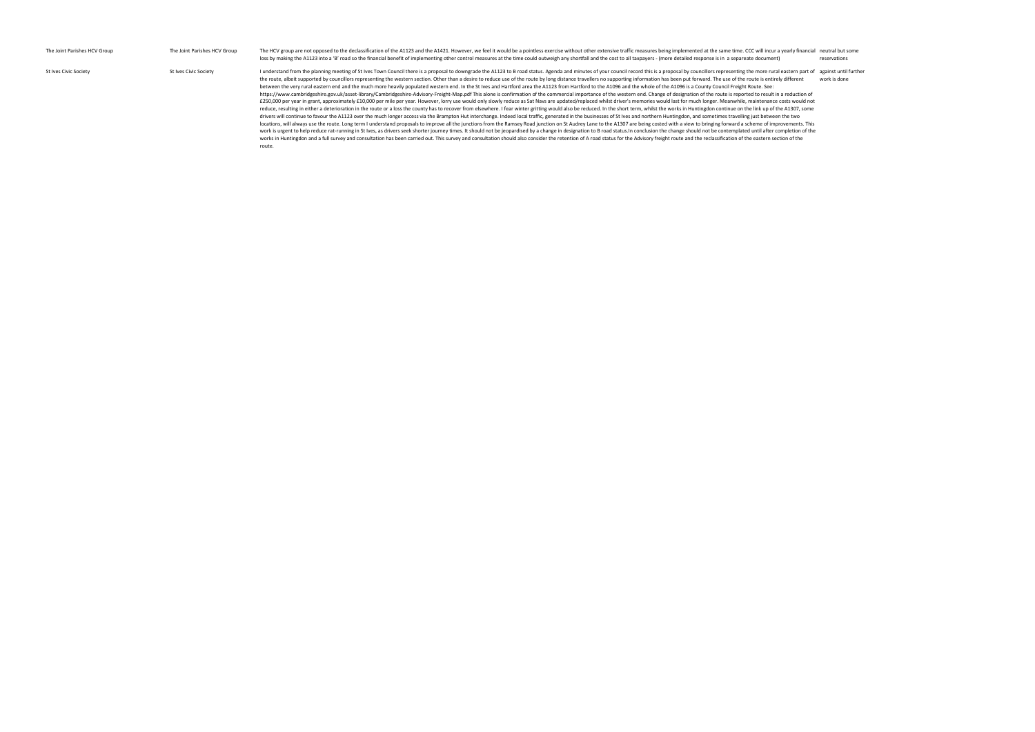| | | | |
|---|---|---|---|
| The Joint Parishes HCV Group | The Joint Parishes HCV Group | The HCV group are not opposed to the declassification of the A1123 and the A1421. However, we feel it would be a pointless exercise without other extensive traffic measures being implemented at the same time. CCC will incur a yearly financial loss by making the A1123 into a 'B' road so the financial benefit of implementing other control measures at the time could outweigh any shortfall and the cost to all taxpayers - (more detailed response is in a separeate document) | neutral but some reservations |
| St Ives Civic Society | St Ives Civic Society | I understand from the planning meeting of St Ives Town Council there is a proposal to downgrade the A1123 to B road status. Agenda and minutes of your council record this is a proposal by councillors representing the more rural eastern part of the route, albeit supported by councillors representing the western section. Other than a desire to reduce use of the route by long distance travellers no supporting information has been put forward. The use of the route is entirely different between the very rural eastern end and the much more heavily populated western end. In the St Ives and Hartford area the A1123 from Hartford to the A1096 and the whole of the A1096 is a County Council Freight Route. See: https://www.cambridgeshire.gov.uk/asset-library/Cambridgeshire-Advisory-Freight-Map.pdf This alone is confirmation of the commercial importance of the western end. Change of designation of the route is reported to result in a reduction of £250,000 per year in grant, approximately £10,000 per mile per year. However, lorry use would only slowly reduce as Sat Navs are updated/replaced whilst driver's memories would last for much longer. Meanwhile, maintenance costs would not reduce, resulting in either a deterioration in the route or a loss the county has to recover from elsewhere. I fear winter gritting would also be reduced. In the short term, whilst the works in Huntingdon continue on the link up of the A1307, some drivers will continue to favour the A1123 over the much longer access via the Brampton Hut interchange. Indeed local traffic, generated in the businesses of St Ives and northern Huntingdon, and sometimes travelling just between the two locations, will always use the route. Long term I understand proposals to improve all the junctions from the Ramsey Road junction on St Audrey Lane to the A1307 are being costed with a view to bringing forward a scheme of improvements. This work is urgent to help reduce rat-running in St Ives, as drivers seek shorter journey times. It should not be jeopardised by a change in designation to B road status.In conclusion the change should not be contemplated until after completion of the works in Huntingdon and a full survey and consultation has been carried out. This survey and consultation should also consider the retention of A road status for the Advisory freight route and the reclassification of the eastern section of the route. | against until further work is done |